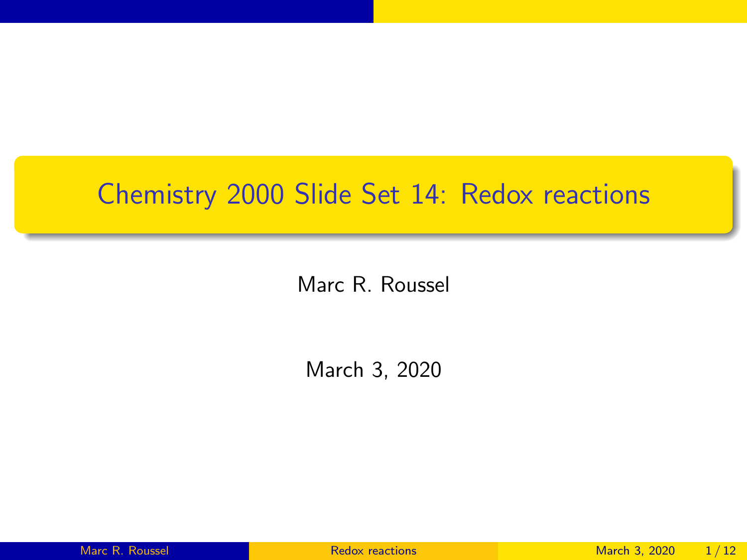# Chemistry 2000 Slide Set 14: Redox reactions

Marc R. Roussel

March 3, 2020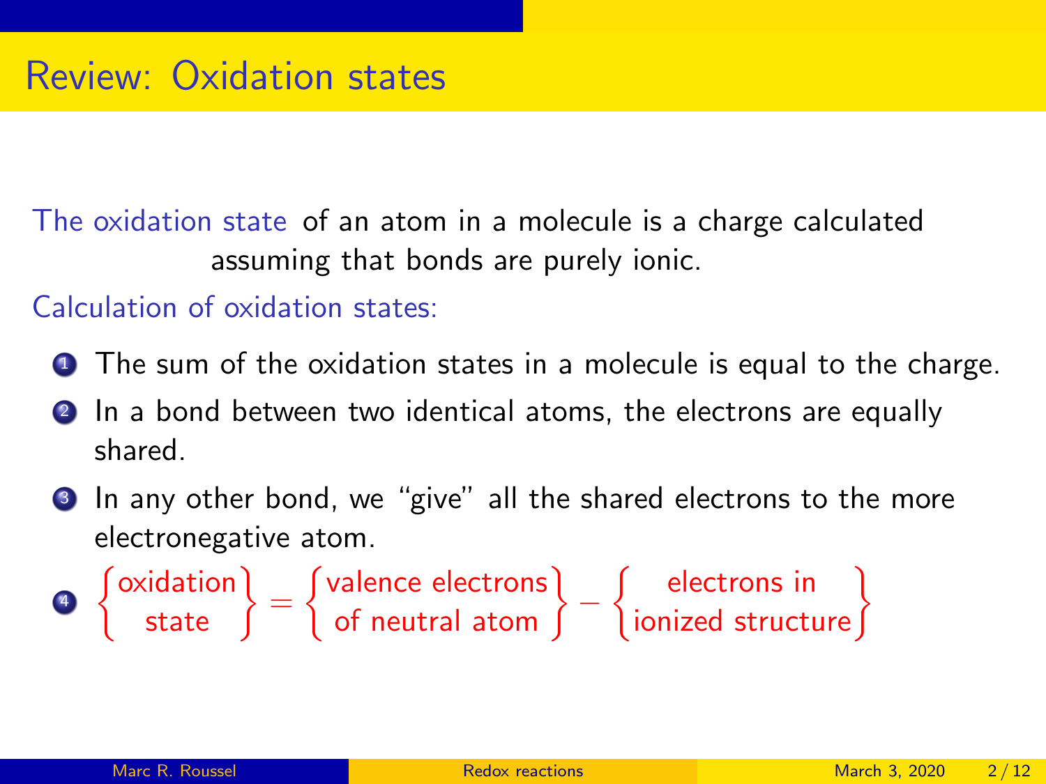# Review: Oxidation states

The oxidation state of an atom in a molecule is a charge calculated assuming that bonds are purely ionic.

Calculation of oxidation states:

1. The sum of the oxidation states in a molecule is equal to the charge.
2. In a bond between two identical atoms, the electrons are equally shared.
3. In any other bond, we "give" all the shared electrons to the more electronegative atom.
4. $$\left\{\begin{matrix}\text{oxidation}\\ \text{state}\end{matrix}\right\} = \left\{\begin{matrix}\text{valence electrons}\\ \text{of neutral atom}\end{matrix}\right\} - \left\{\begin{matrix}\text{electrons in}\\ \text{ionized structure}\end{matrix}\right\}$$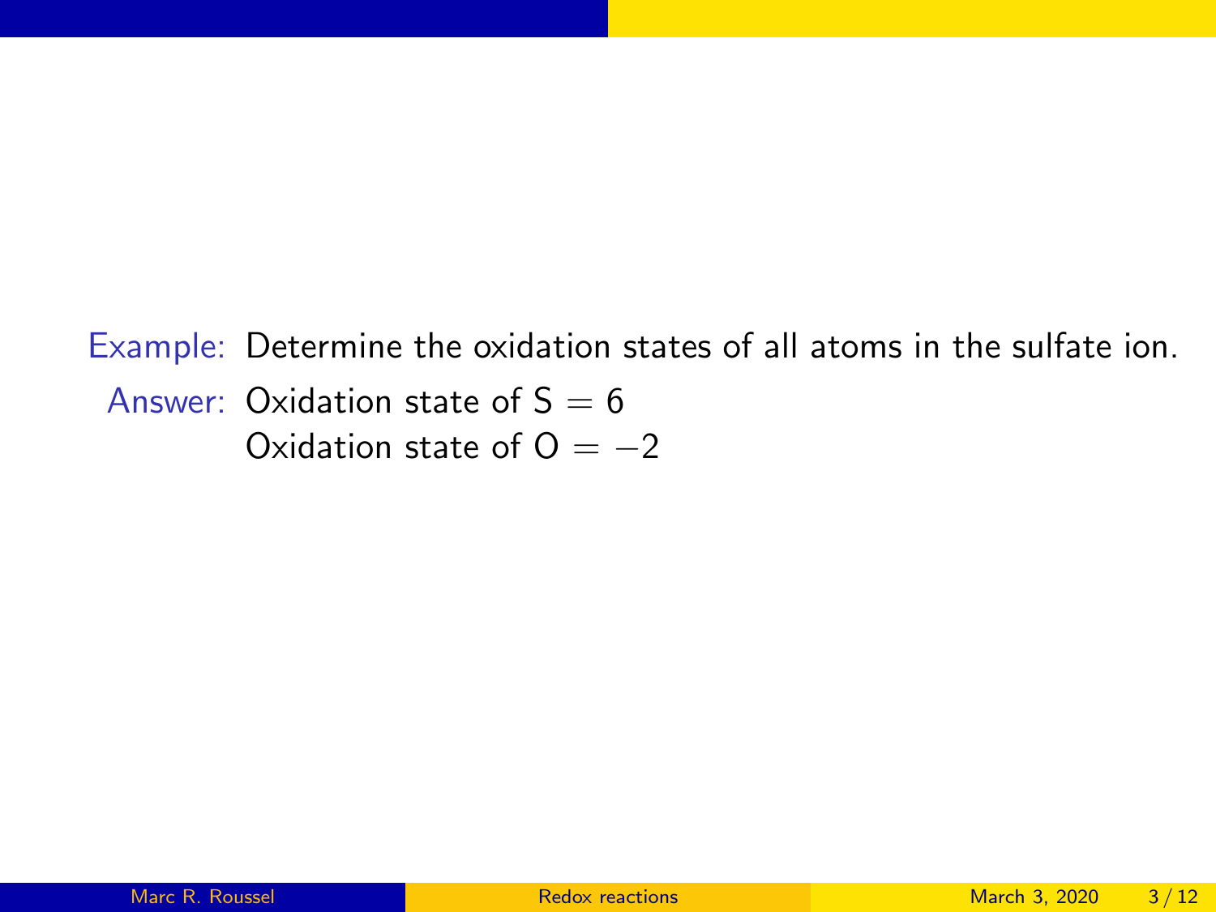Example: Determine the oxidation states of all atoms in the sulfate ion.

Answer: Oxidation state of $S = 6$

Oxidation state of $O = -2$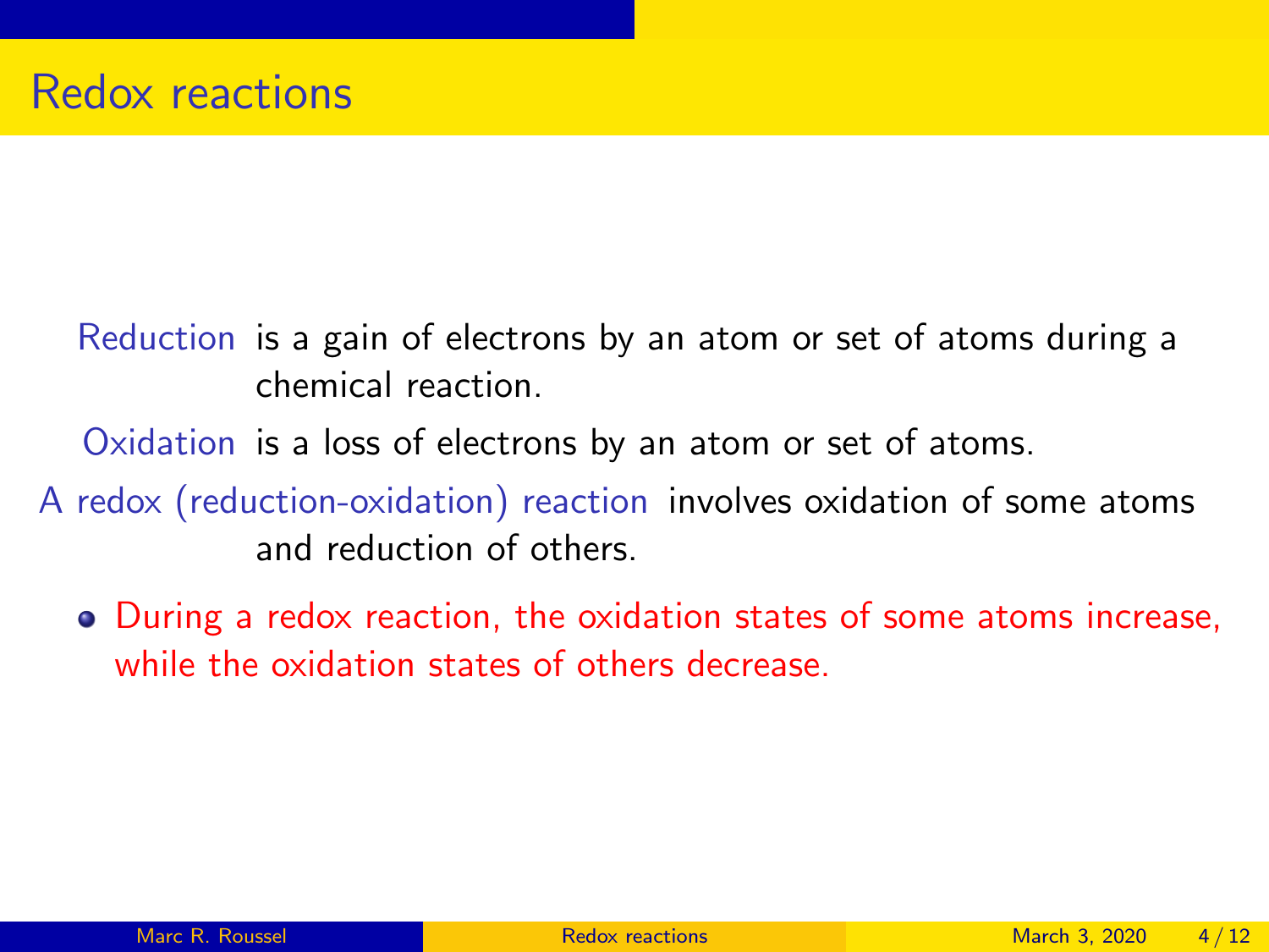# Redox reactions

**Reduction** is a gain of electrons by an atom or set of atoms during a chemical reaction.

**Oxidation** is a loss of electrons by an atom or set of atoms.

**A redox (reduction-oxidation) reaction** involves oxidation of some atoms and reduction of others.

- During a redox reaction, the oxidation states of some atoms increase, while the oxidation states of others decrease.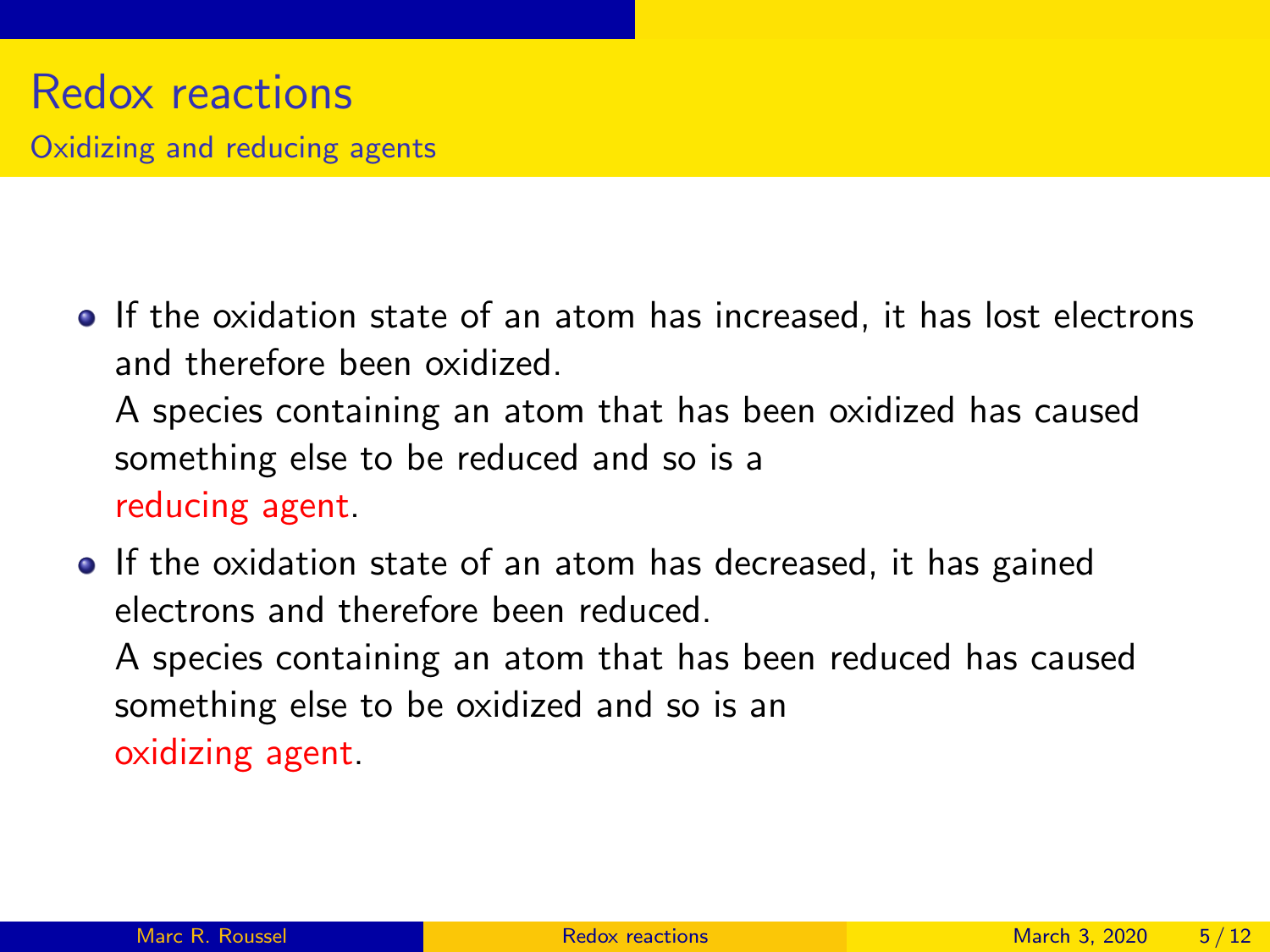# Redox reactions

## Oxidizing and reducing agents

- If the oxidation state of an atom has increased, it has lost electrons and therefore been oxidized.
  A species containing an atom that has been oxidized has caused something else to be reduced and so is a
  reducing agent.
- If the oxidation state of an atom has decreased, it has gained electrons and therefore been reduced.
  A species containing an atom that has been reduced has caused something else to be oxidized and so is an
  oxidizing agent.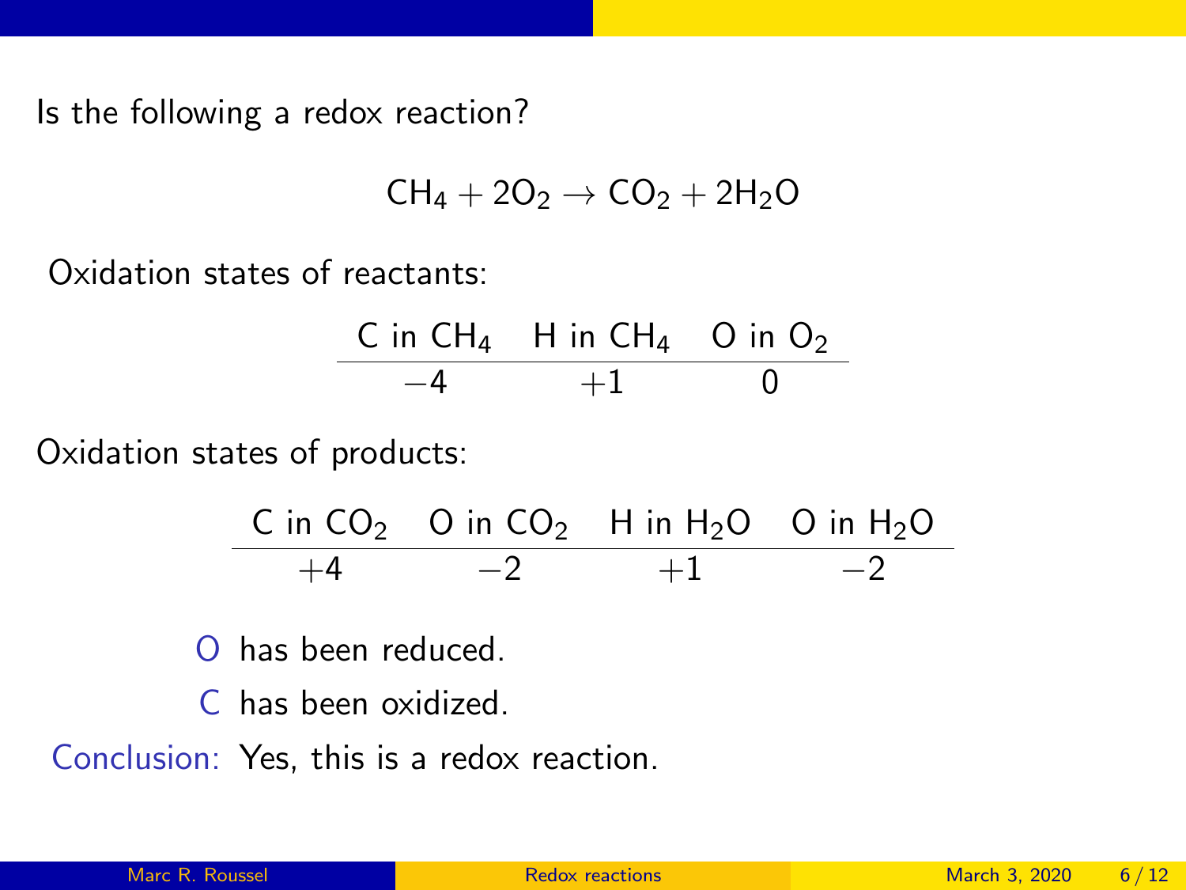Is the following a redox reaction?

$$CH_4 + 2O_2 \rightarrow CO_2 + 2H_2O$$

Oxidation states of reactants:

| C in $CH_4$ | H in $CH_4$ | O in $O_2$ |
|---|---|---|
| $-4$ | $+1$ | $0$ |

Oxidation states of products:

| C in $CO_2$ | O in $CO_2$ | H in $H_2O$ | O in $H_2O$ |
|---|---|---|---|
| $+4$ | $-2$ | $+1$ | $-2$ |

O has been reduced.

C has been oxidized.

Conclusion: Yes, this is a redox reaction.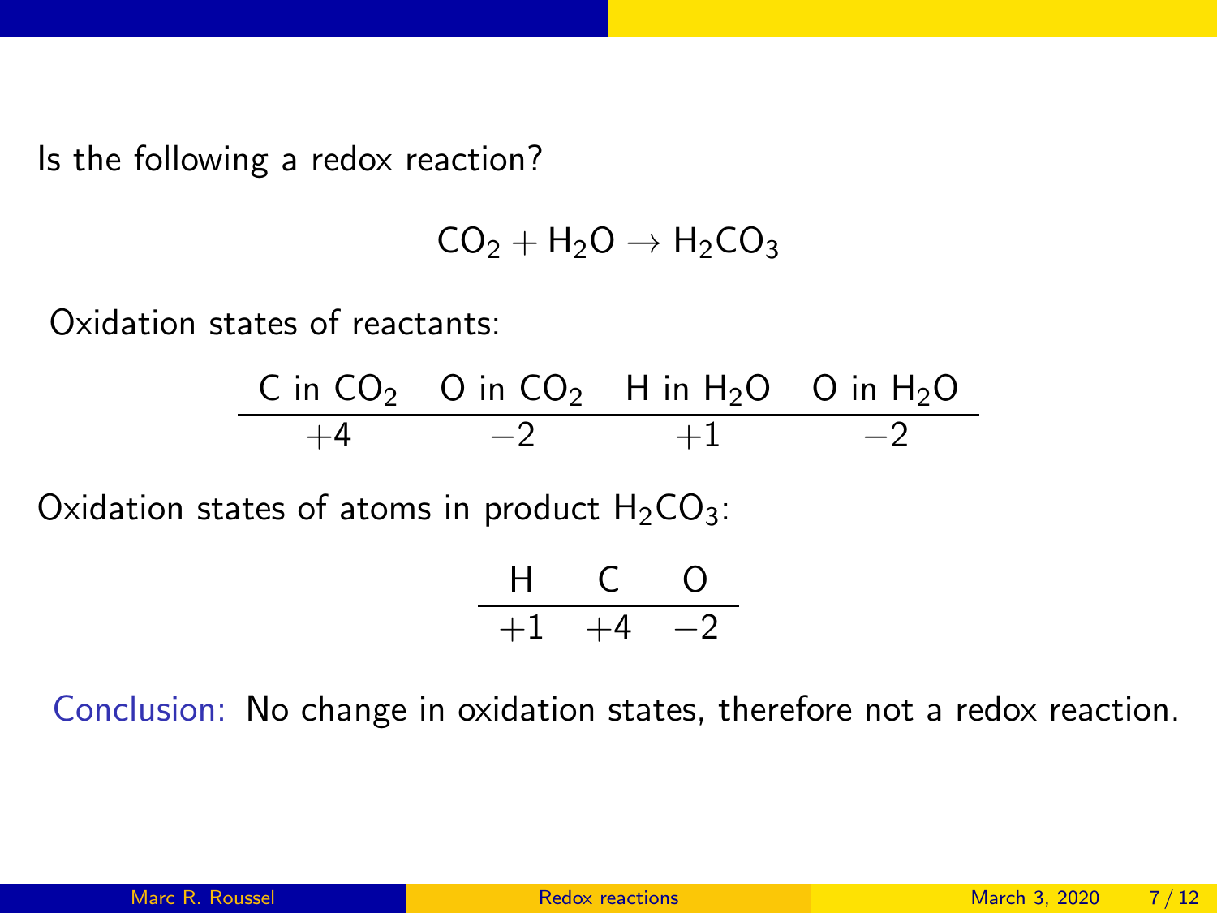Is the following a redox reaction?

$$CO_2 + H_2O \rightarrow H_2CO_3$$

Oxidation states of reactants:

| C in $CO_2$ | O in $CO_2$ | H in $H_2O$ | O in $H_2O$ |
|---|---|---|---|
| $+4$ | $-2$ | $+1$ | $-2$ |

Oxidation states of atoms in product $H_2CO_3$:

| H | C | O |
|---|---|---|
| $+1$ | $+4$ | $-2$ |

Conclusion: No change in oxidation states, therefore not a redox reaction.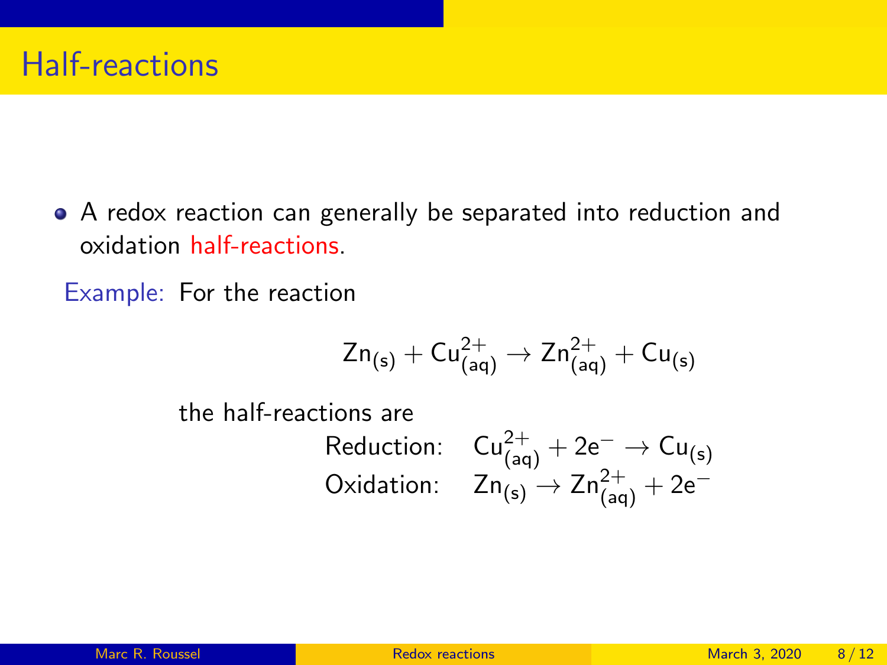# Half-reactions

- A redox reaction can generally be separated into reduction and oxidation half-reactions.

Example: For the reaction

$$Zn_{(s)} + Cu^{2+}_{(aq)} \rightarrow Zn^{2+}_{(aq)} + Cu_{(s)}$$

the half-reactions are

Reduction: $Cu^{2+}_{(aq)} + 2e^{-} \rightarrow Cu_{(s)}$

Oxidation: $Zn_{(s)} \rightarrow Zn^{2+}_{(aq)} + 2e^{-}$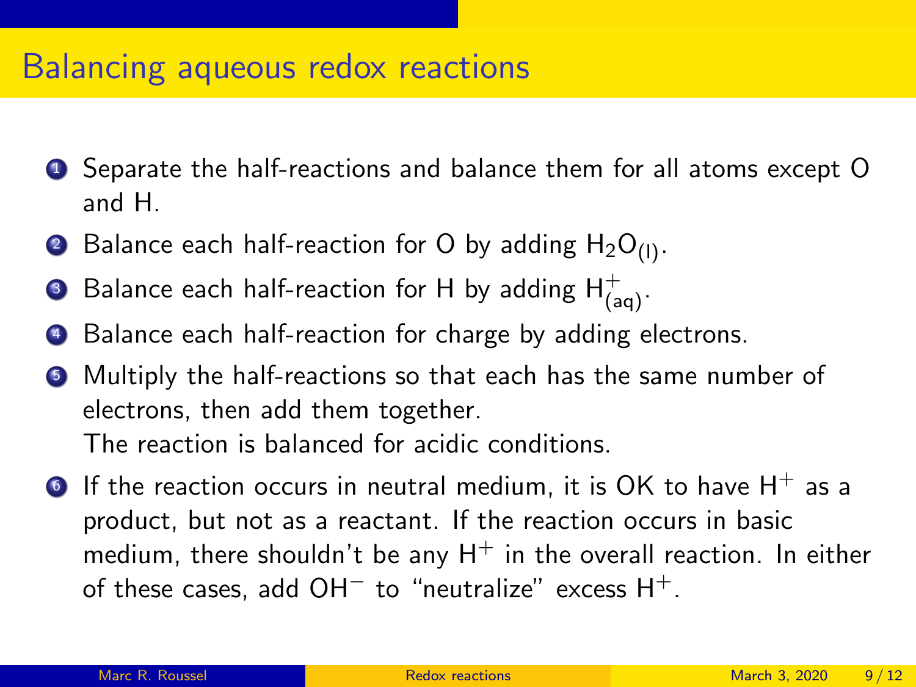# Balancing aqueous redox reactions

1. Separate the half-reactions and balance them for all atoms except O and H.
2. Balance each half-reaction for O by adding $H_2O_{(l)}$.
3. Balance each half-reaction for H by adding $H^+_{(aq)}$.
4. Balance each half-reaction for charge by adding electrons.
5. Multiply the half-reactions so that each has the same number of electrons, then add them together.
   The reaction is balanced for acidic conditions.
6. If the reaction occurs in neutral medium, it is OK to have $H^+$ as a product, but not as a reactant. If the reaction occurs in basic medium, there shouldn't be any $H^+$ in the overall reaction. In either of these cases, add $OH^-$ to "neutralize" excess $H^+$.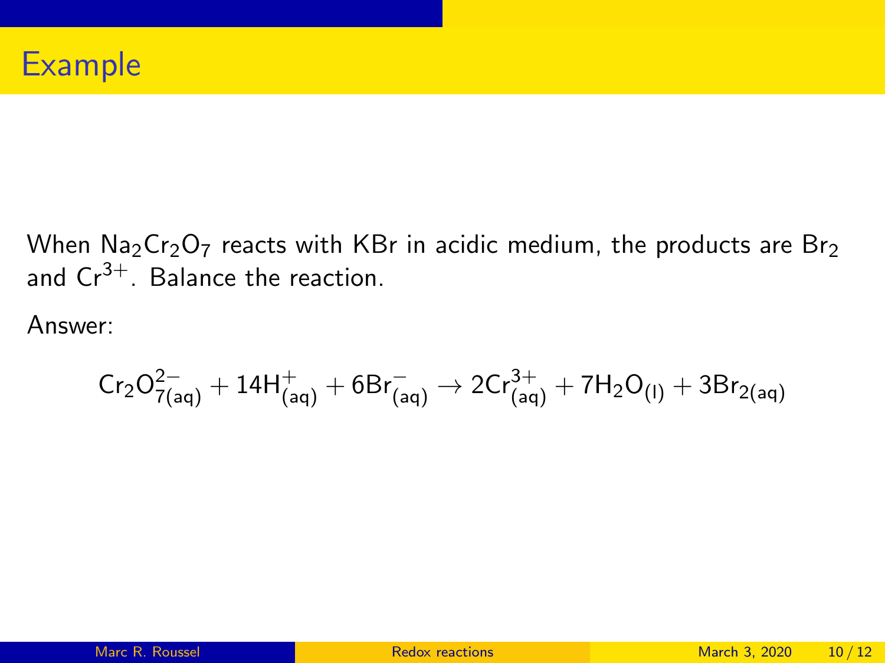# Example

When $Na_2Cr_2O_7$ reacts with KBr in acidic medium, the products are $Br_2$ and $Cr^{3+}$. Balance the reaction.

Answer:

$$Cr_2O^{2-}_{7(aq)} + 14H^+_{(aq)} + 6Br^-_{(aq)} \rightarrow 2Cr^{3+}_{(aq)} + 7H_2O_{(l)} + 3Br_{2(aq)}$$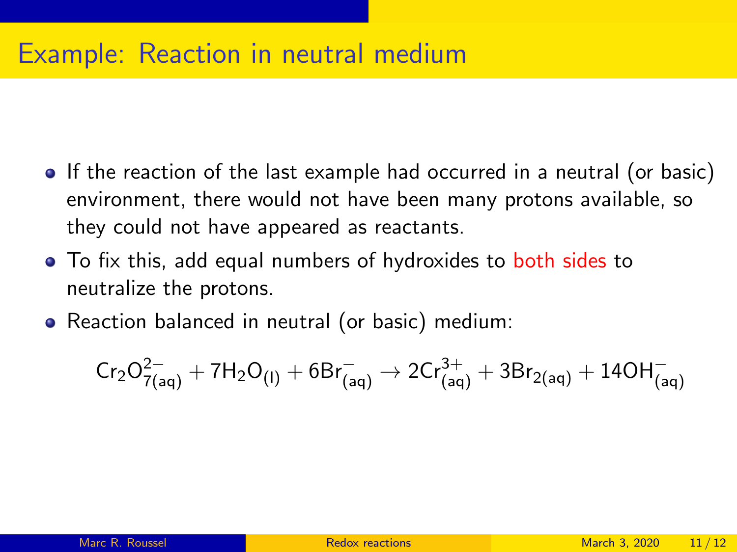# Example: Reaction in neutral medium

- If the reaction of the last example had occurred in a neutral (or basic) environment, there would not have been many protons available, so they could not have appeared as reactants.
- To fix this, add equal numbers of hydroxides to both sides to neutralize the protons.
- Reaction balanced in neutral (or basic) medium:

$$\mathrm{Cr_2O_{7(aq)}^{2-} + 7H_2O_{(l)} + 6Br_{(aq)}^{-} \rightarrow 2Cr_{(aq)}^{3+} + 3Br_{2(aq)} + 14OH_{(aq)}^{-}}$$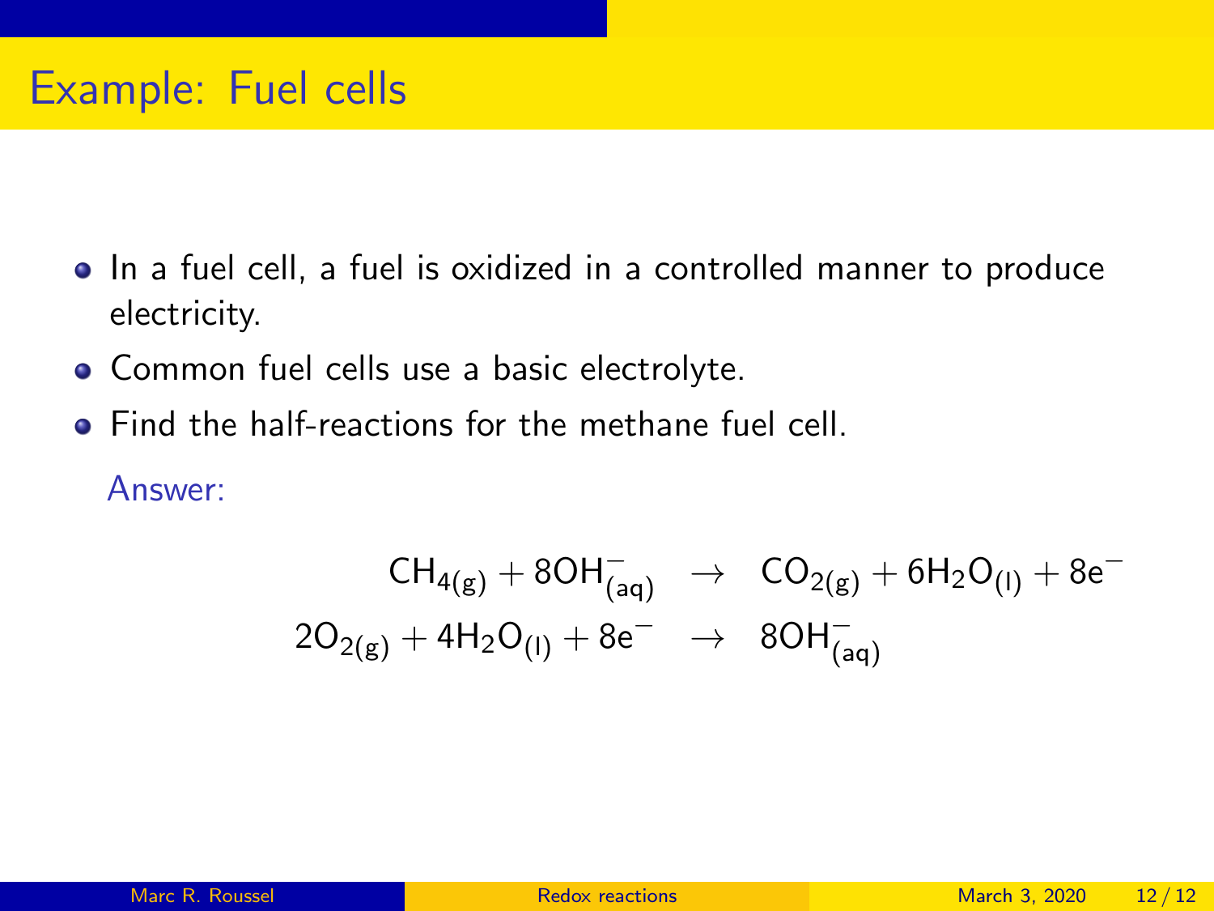# Example: Fuel cells

- In a fuel cell, a fuel is oxidized in a controlled manner to produce electricity.
- Common fuel cells use a basic electrolyte.
- Find the half-reactions for the methane fuel cell.

Answer:

$$
\begin{aligned}
CH_{4(g)} + 8OH^-_{(aq)} &\rightarrow CO_{2(g)} + 6H_2O_{(l)} + 8e^- \\
2O_{2(g)} + 4H_2O_{(l)} + 8e^- &\rightarrow 8OH^-_{(aq)}
\end{aligned}
$$